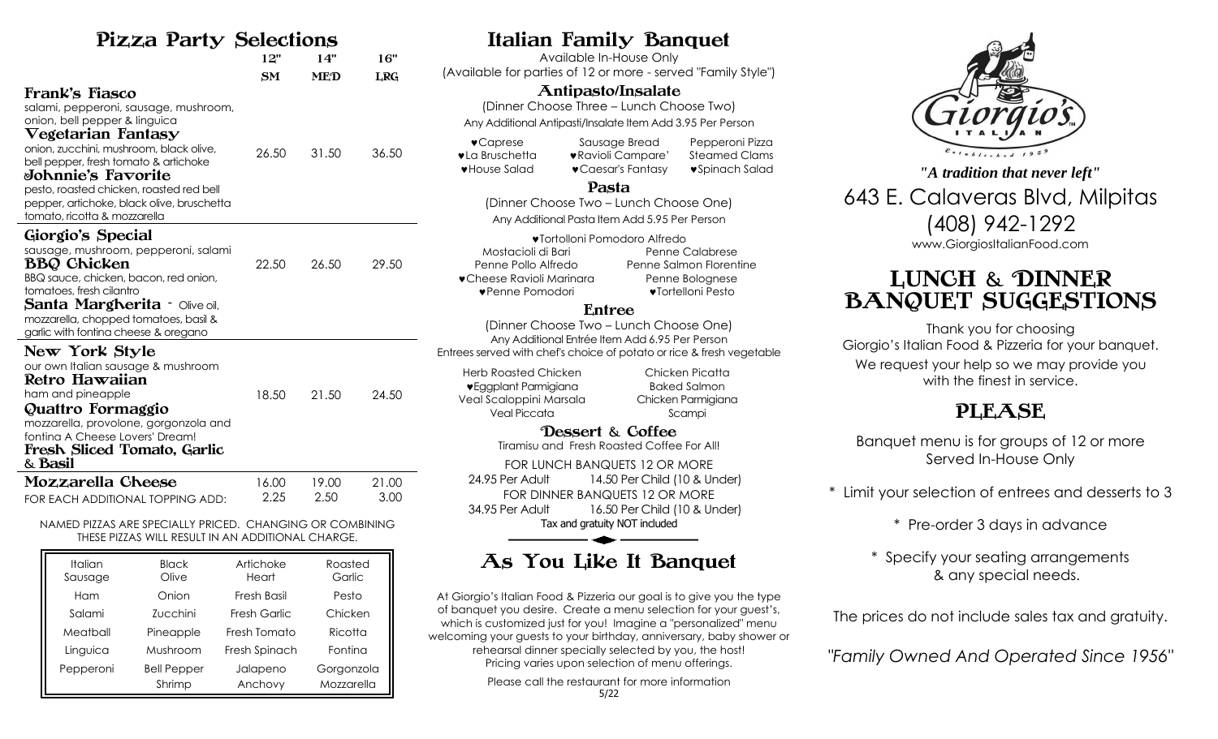# Pizza Party Selections

| | 12" SM | 14" MED | 16" LRG |
|---|---|---|---|
| **Frank's Fiasco** salami, pepperoni, sausage, mushroom, onion, bell pepper & linguica **Vegetarian Fantasy** onion, zucchini, mushroom, black olive, bell pepper, fresh tomato & artichoke **Johnnie's Favorite** pesto, roasted chicken, roasted red bell pepper, artichoke, black olive, bruschetta tomato, ricotta & mozzarella | 26.50 | 31.50 | 36.50 |
| **Giorgio's Special** sausage, mushroom, pepperoni, salami **BBQ Chicken** BBQ sauce, chicken, bacon, red onion, tomatoes, fresh cilantro **Santa Margherita** - Olive oil, mozzarella, chopped tomatoes, basil & garlic with fontina cheese & oregano | 22.50 | 26.50 | 29.50 |
| **New York Style** our own Italian sausage & mushroom **Retro Hawaiian** ham and pineapple **Quattro Formaggio** mozzarella, provolone, gorgonzola and fontina A Cheese Lovers' Dream! **Fresh Sliced Tomato, Garlic & Basil** | 18.50 | 21.50 | 24.50 |
| **Mozzarella Cheese** | 16.00 | 19.00 | 21.00 |
| FOR EACH ADDITIONAL TOPPING ADD: | 2.25 | 2.50 | 3.00 |

NAMED PIZZAS ARE SPECIALLY PRICED. CHANGING OR COMBINING THESE PIZZAS WILL RESULT IN AN ADDITIONAL CHARGE.

| | | | |
|---|---|---|---|
| Italian Sausage | Black Olive | Artichoke Heart | Roasted Garlic |
| Ham | Onion | Fresh Basil | Pesto |
| Salami | Zucchini | Fresh Garlic | Chicken |
| Meatball | Pineapple | Fresh Tomato | Ricotta |
| Linguica | Mushroom | Fresh Spinach | Fontina |
| Pepperoni | Bell Pepper | Jalapeno | Gorgonzola |
| | Shrimp | Anchovy | Mozzarella |

# Italian Family Banquet

Available In-House Only
(Available for parties of 12 or more - served "Family Style")

## Antipasto/Insalate

(Dinner Choose Three – Lunch Choose Two)
Any Additional Antipasti/Insalate Item Add 3.95 Per Person

- ♥Caprese
- Sausage Bread
- Pepperoni Pizza
- ♥La Bruschetta
- ♥Ravioli Campare'
- Steamed Clams
- ♥House Salad
- ♥Caesar's Fantasy
- ♥Spinach Salad

## Pasta

(Dinner Choose Two – Lunch Choose One)
Any Additional Pasta Item Add 5.95 Per Person

- ♥Tortolloni Pomodoro Alfredo
- Mostacioli di Bari
- Penne Calabrese
- Penne Pollo Alfredo
- Penne Salmon Florentine
- ♥Cheese Ravioli Marinara
- Penne Bolognese
- ♥Penne Pomodori
- ♥Tortelloni Pesto

## Entree

(Dinner Choose Two – Lunch Choose One)
Any Additional Entrée Item Add 6.95 Per Person
Entrees served with chef's choice of potato or rice & fresh vegetable

- Herb Roasted Chicken
- Chicken Picatta
- ♥Eggplant Parmigiana
- Baked Salmon
- Veal Scaloppini Marsala
- Chicken Parmigiana
- Veal Piccata
- Scampi

## Dessert & Coffee

Tiramisu and Fresh Roasted Coffee For All!

FOR LUNCH BANQUETS 12 OR MORE
24.95 Per Adult 14.50 Per Child (10 & Under)
FOR DINNER BANQUETS 12 OR MORE
34.95 Per Adult 16.50 Per Child (10 & Under)
Tax and gratuity NOT included

# As You Like It Banquet

At Giorgio's Italian Food & Pizzeria our goal is to give you the type of banquet you desire. Create a menu selection for your guest's, which is customized just for you! Imagine a "personalized" menu welcoming your guests to your birthday, anniversary, baby shower or rehearsal dinner specially selected by you, the host! Pricing varies upon selection of menu offerings.

Please call the restaurant for more information

5/22

Giorgio's ITALIAN Established 1959

*"A tradition that never left"*

643 E. Calaveras Blvd, Milpitas

(408) 942-1292

www.GiorgiosItalianFood.com

# LUNCH & DINNER BANQUET SUGGESTIONS

Thank you for choosing Giorgio's Italian Food & Pizzeria for your banquet.

We request your help so we may provide you with the finest in service.

## PLEASE

Banquet menu is for groups of 12 or more Served In-House Only

\* Limit your selection of entrees and desserts to 3

\* Pre-order 3 days in advance

\* Specify your seating arrangements & any special needs.

The prices do not include sales tax and gratuity.

*"Family Owned And Operated Since 1956"*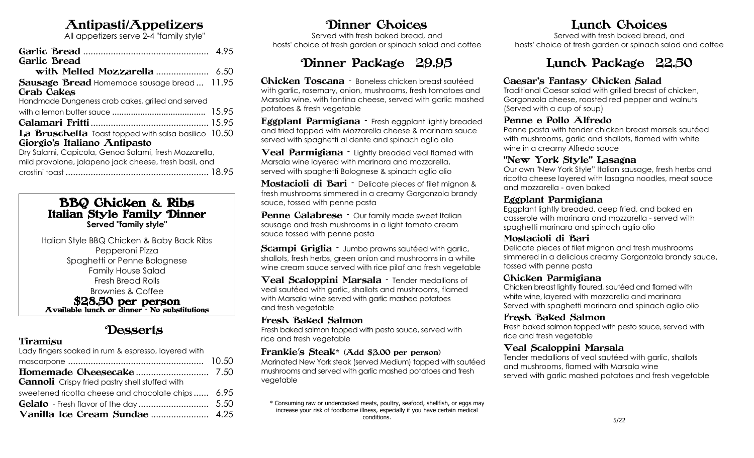# Antipasti/Appetizers

All appetizers serve 2-4 "family style"

**Garlic Bread** .................................................. 4.95

**Garlic Bread with Melted Mozzarella** .................... 6.50

**Sausage Bread** Homemade sausage bread ... 11.95

**Crab Cakes**
Handmade Dungeness crab cakes, grilled and served with a lemon butter sauce ....................................... 15.95

**Calamari Fritti** .............................................. 15.95

**La Bruschetta** Toast topped with salsa basilico 10.50

**Giorgio's Italiano Antipasto**
Dry Salami, Capicola, Genoa Salami, fresh Mozzarella, mild provolone, jalapeno jack cheese, fresh basil, and crostini toast ......................................................... 18.95

## BBQ Chicken & Ribs Italian Style Family Dinner

**Served "family style"**

Italian Style BBQ Chicken & Baby Back Ribs
Pepperoni Pizza
Spaghetti or Penne Bolognese
Family House Salad
Fresh Bread Rolls
Brownies & Coffee

**$28.50 per person**
**Available lunch or dinner - No substitutions**

# Desserts

**Tiramisu**
Lady fingers soaked in rum & espresso, layered with mascarpone ...................................................... 10.50

**Homemade Cheesecake** ............................ 7.50

**Cannoli** Crispy fried pastry shell stuffed with sweetened ricotta cheese and chocolate chips ...... 6.95

**Gelato** - Fresh flavor of the day ........................... 5.50

**Vanilla Ice Cream Sundae** ...................... 4.25

# Dinner Choices

Served with fresh baked bread, and hosts' choice of fresh garden or spinach salad and coffee

## Dinner Package 29.95

**Chicken Toscana** - Boneless chicken breast sautéed with garlic, rosemary, onion, mushrooms, fresh tomatoes and Marsala wine, with fontina cheese, served with garlic mashed potatoes & fresh vegetable

**Eggplant Parmigiana** - Fresh eggplant lightly breaded and fried topped with Mozzarella cheese & marinara sauce served with spaghetti al dente and spinach aglio olio

**Veal Parmigiana** - Lightly breaded veal flamed with Marsala wine layered with marinara and mozzarella, served with spaghetti Bolognese & spinach aglio olio

**Mostacioli di Bari** - Delicate pieces of filet mignon & fresh mushrooms simmered in a creamy Gorgonzola brandy sauce, tossed with penne pasta

**Penne Calabrese** - Our family made sweet Italian sausage and fresh mushrooms in a light tomato cream sauce tossed with penne pasta

**Scampi Griglia** - Jumbo prawns sautéed with garlic, shallots, fresh herbs, green onion and mushrooms in a white wine cream sauce served with rice pilaf and fresh vegetable

**Veal Scaloppini Marsala** - Tender medallions of veal sautéed with garlic, shallots and mushrooms, flamed with Marsala wine served with garlic mashed potatoes and fresh vegetable

**Fresh Baked Salmon**
Fresh baked salmon topped with pesto sauce, served with rice and fresh vegetable

**Frankie's Steak* (Add $3.00 per person)**
Marinated New York steak (served Medium) topped with sautéed mushrooms and served with garlic mashed potatoes and fresh vegetable

* Consuming raw or undercooked meats, poultry, seafood, shellfish, or eggs may increase your risk of foodborne illness, especially if you have certain medical conditions.

# Lunch Choices

Served with fresh baked bread, and hosts' choice of fresh garden or spinach salad and coffee

## Lunch Package 22.50

**Caesar's Fantasy Chicken Salad**
Traditional Caesar salad with grilled breast of chicken, Gorgonzola cheese, roasted red pepper and walnuts (Served with a cup of soup)

**Penne e Pollo Alfredo**
Penne pasta with tender chicken breast morsels sautéed with mushrooms, garlic and shallots, flamed with white wine in a creamy Alfredo sauce

**"New York Style" Lasagna**
Our own "New York Style" Italian sausage, fresh herbs and ricotta cheese layered with lasagna noodles, meat sauce and mozzarella - oven baked

**Eggplant Parmigiana**
Eggplant lightly breaded, deep fried, and baked en casserole with marinara and mozzarella - served with spaghetti marinara and spinach aglio olio

**Mostacioli di Bari**
Delicate pieces of filet mignon and fresh mushrooms simmered in a delicious creamy Gorgonzola brandy sauce, tossed with penne pasta

**Chicken Parmigiana**
Chicken breast lightly floured, sautéed and flamed with white wine, layered with mozzarella and marinara
Served with spaghetti marinara and spinach aglio olio

**Fresh Baked Salmon**
Fresh baked salmon topped with pesto sauce, served with rice and fresh vegetable

**Veal Scaloppini Marsala**
Tender medallions of veal sautéed with garlic, shallots and mushrooms, flamed with Marsala wine served with garlic mashed potatoes and fresh vegetable

5/22